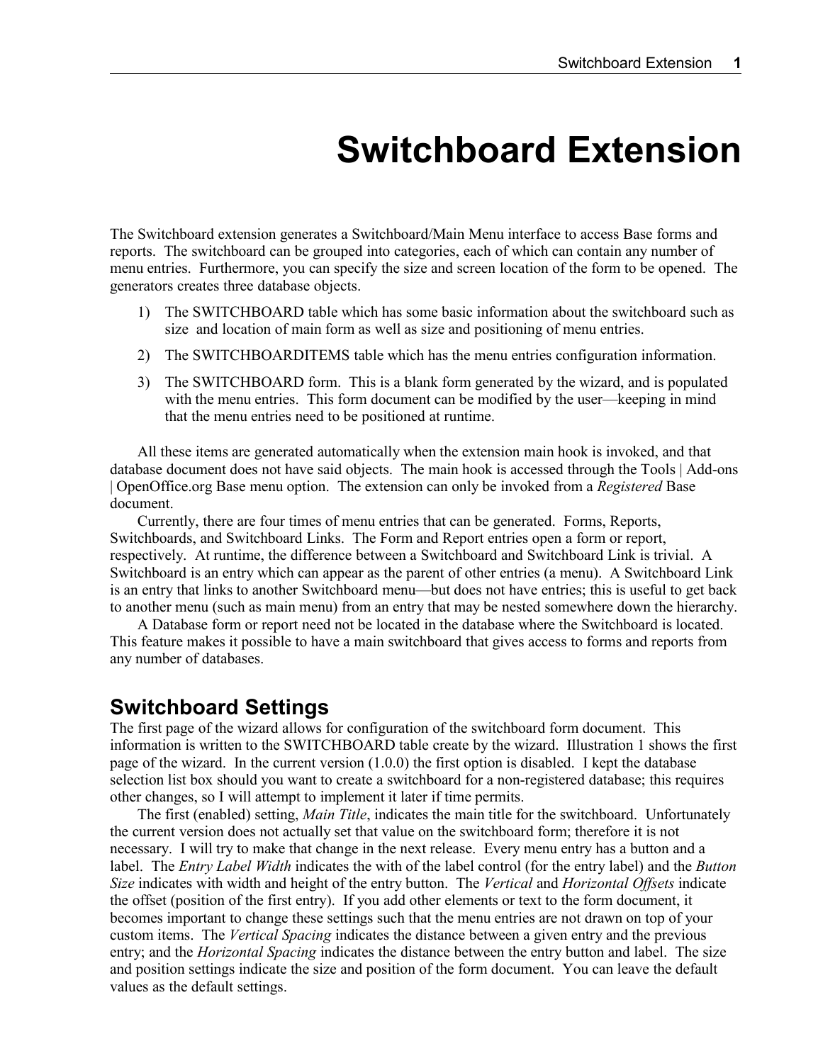# Switchboard Extension

The Switchboard extension generates a Switchboard/Main Menu interface to access Base forms and reports. The switchboard can be grouped into categories, each of which can contain any number of menu entries. Furthermore, you can specify the size and screen location of the form to be opened. The generators creates three database objects.

1) The SWITCHBOARD table which has some basic information about the switchboard such as size and location of main form as well as size and positioning of menu entries.
2) The SWITCHBOARDITEMS table which has the menu entries configuration information.
3) The SWITCHBOARD form. This is a blank form generated by the wizard, and is populated with the menu entries. This form document can be modified by the user—keeping in mind that the menu entries need to be positioned at runtime.

All these items are generated automatically when the extension main hook is invoked, and that database document does not have said objects. The main hook is accessed through the Tools | Add-ons | OpenOffice.org Base menu option. The extension can only be invoked from a *Registered* Base document.

Currently, there are four times of menu entries that can be generated. Forms, Reports, Switchboards, and Switchboard Links. The Form and Report entries open a form or report, respectively. At runtime, the difference between a Switchboard and Switchboard Link is trivial. A Switchboard is an entry which can appear as the parent of other entries (a menu). A Switchboard Link is an entry that links to another Switchboard menu—but does not have entries; this is useful to get back to another menu (such as main menu) from an entry that may be nested somewhere down the hierarchy.

A Database form or report need not be located in the database where the Switchboard is located. This feature makes it possible to have a main switchboard that gives access to forms and reports from any number of databases.

## Switchboard Settings

The first page of the wizard allows for configuration of the switchboard form document. This information is written to the SWITCHBOARD table create by the wizard. Illustration 1 shows the first page of the wizard. In the current version (1.0.0) the first option is disabled. I kept the database selection list box should you want to create a switchboard for a non-registered database; this requires other changes, so I will attempt to implement it later if time permits.

The first (enabled) setting, *Main Title*, indicates the main title for the switchboard. Unfortunately the current version does not actually set that value on the switchboard form; therefore it is not necessary. I will try to make that change in the next release. Every menu entry has a button and a label. The *Entry Label Width* indicates the with of the label control (for the entry label) and the *Button Size* indicates with width and height of the entry button. The *Vertical* and *Horizontal Offsets* indicate the offset (position of the first entry). If you add other elements or text to the form document, it becomes important to change these settings such that the menu entries are not drawn on top of your custom items. The *Vertical Spacing* indicates the distance between a given entry and the previous entry; and the *Horizontal Spacing* indicates the distance between the entry button and label. The size and position settings indicate the size and position of the form document. You can leave the default values as the default settings.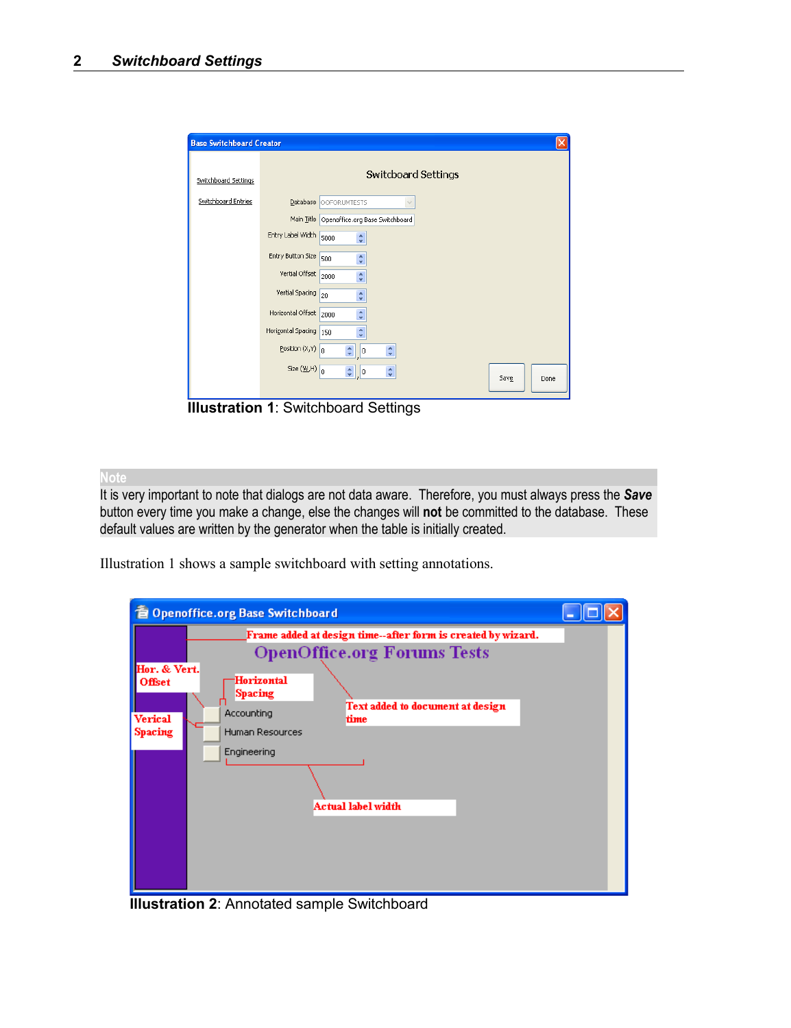## 2 Switchboard Settings

Illustration 1: Switchboard Settings

**Note**

It is very important to note that dialogs are not data aware. Therefore, you must always press the ***Save*** button every time you make a change, else the changes will **not** be committed to the database. These default values are written by the generator when the table is initially created.

Illustration 1 shows a sample switchboard with setting annotations.

Illustration 2: Annotated sample Switchboard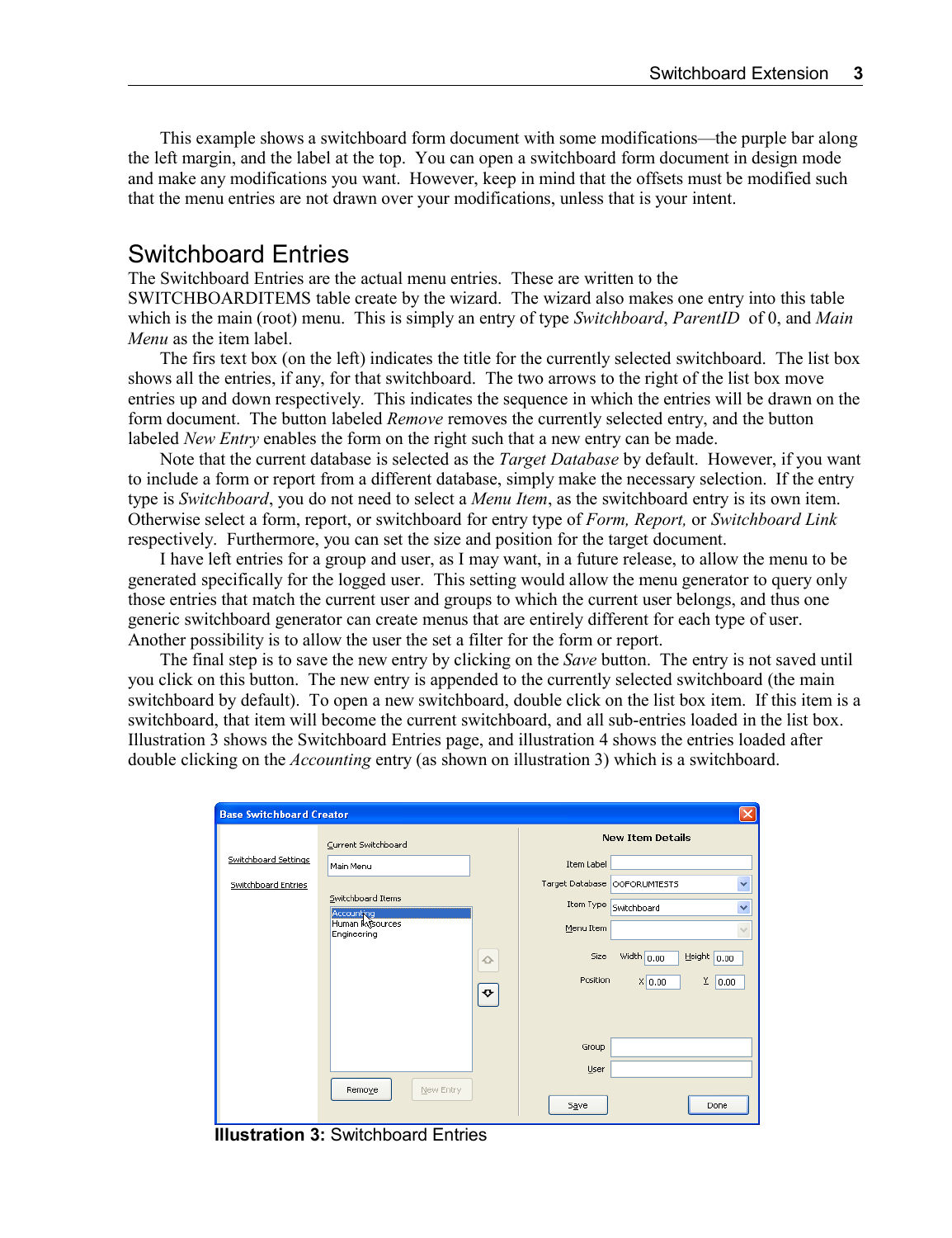This example shows a switchboard form document with some modifications—the purple bar along the left margin, and the label at the top. You can open a switchboard form document in design mode and make any modifications you want. However, keep in mind that the offsets must be modified such that the menu entries are not drawn over your modifications, unless that is your intent.

## Switchboard Entries

The Switchboard Entries are the actual menu entries. These are written to the SWITCHBOARDITEMS table create by the wizard. The wizard also makes one entry into this table which is the main (root) menu. This is simply an entry of type *Switchboard*, *ParentID* of 0, and *Main Menu* as the item label.

The firs text box (on the left) indicates the title for the currently selected switchboard. The list box shows all the entries, if any, for that switchboard. The two arrows to the right of the list box move entries up and down respectively. This indicates the sequence in which the entries will be drawn on the form document. The button labeled *Remove* removes the currently selected entry, and the button labeled *New Entry* enables the form on the right such that a new entry can be made.

Note that the current database is selected as the *Target Database* by default. However, if you want to include a form or report from a different database, simply make the necessary selection. If the entry type is *Switchboard*, you do not need to select a *Menu Item*, as the switchboard entry is its own item. Otherwise select a form, report, or switchboard for entry type of *Form, Report,* or *Switchboard Link* respectively. Furthermore, you can set the size and position for the target document.

I have left entries for a group and user, as I may want, in a future release, to allow the menu to be generated specifically for the logged user. This setting would allow the menu generator to query only those entries that match the current user and groups to which the current user belongs, and thus one generic switchboard generator can create menus that are entirely different for each type of user. Another possibility is to allow the user the set a filter for the form or report.

The final step is to save the new entry by clicking on the *Save* button. The entry is not saved until you click on this button. The new entry is appended to the currently selected switchboard (the main switchboard by default). To open a new switchboard, double click on the list box item. If this item is a switchboard, that item will become the current switchboard, and all sub-entries loaded in the list box. Illustration 3 shows the Switchboard Entries page, and illustration 4 shows the entries loaded after double clicking on the *Accounting* entry (as shown on illustration 3) which is a switchboard.

**Illustration 3:** Switchboard Entries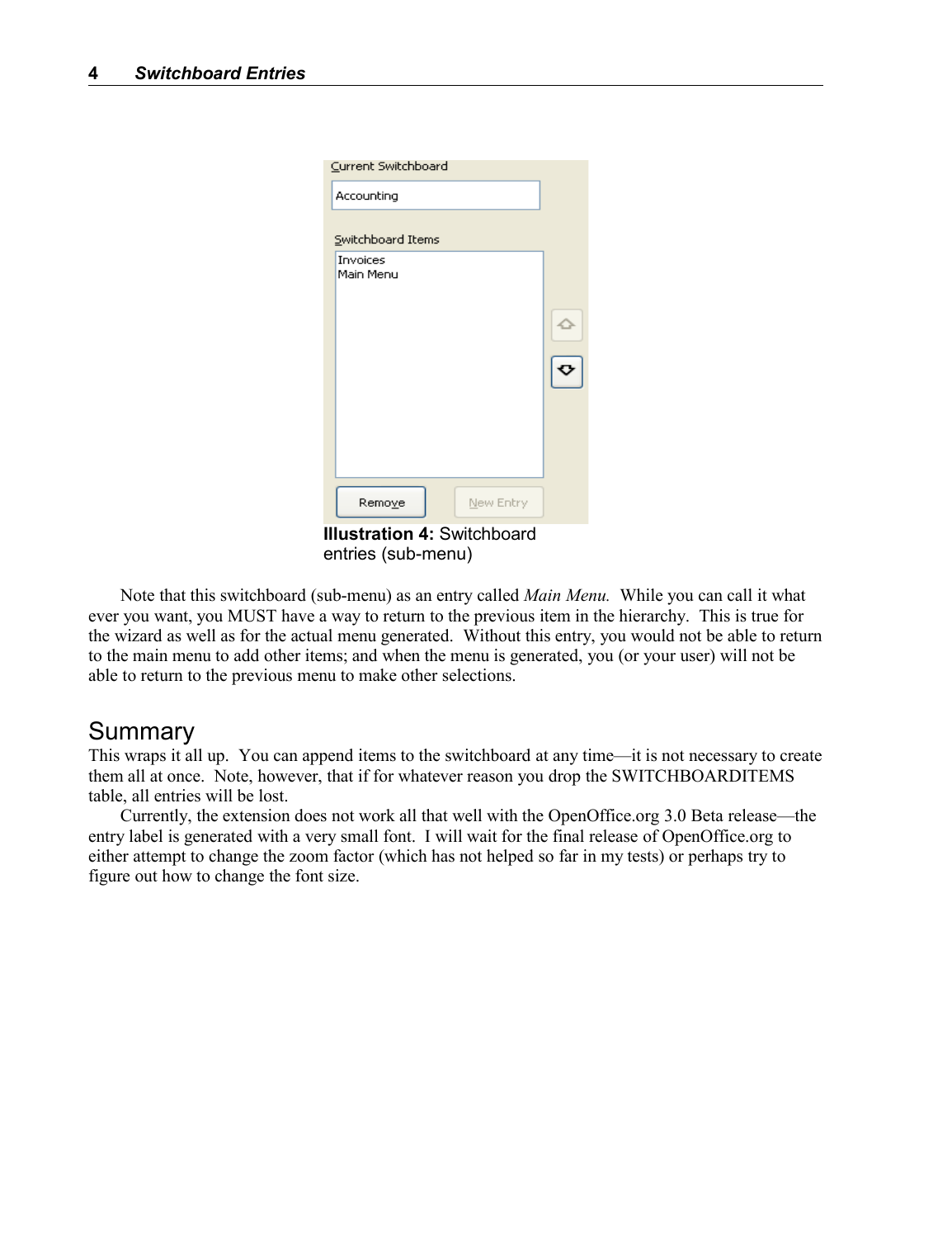**Illustration 4:** Switchboard entries (sub-menu)

Note that this switchboard (sub-menu) as an entry called *Main Menu.* While you can call it what ever you want, you MUST have a way to return to the previous item in the hierarchy. This is true for the wizard as well as for the actual menu generated. Without this entry, you would not be able to return to the main menu to add other items; and when the menu is generated, you (or your user) will not be able to return to the previous menu to make other selections.

## Summary

This wraps it all up. You can append items to the switchboard at any time—it is not necessary to create them all at once. Note, however, that if for whatever reason you drop the SWITCHBOARDITEMS table, all entries will be lost.

Currently, the extension does not work all that well with the OpenOffice.org 3.0 Beta release—the entry label is generated with a very small font. I will wait for the final release of OpenOffice.org to either attempt to change the zoom factor (which has not helped so far in my tests) or perhaps try to figure out how to change the font size.